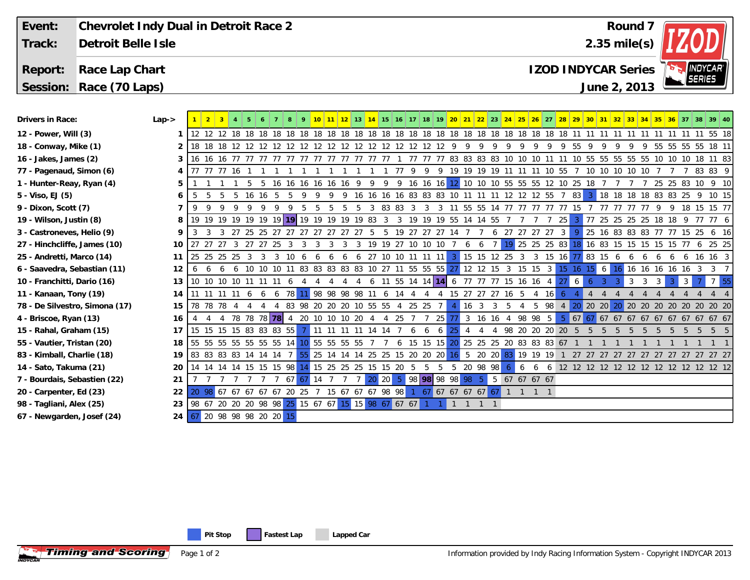**Event:** Chevrolet Indy Dual in Detroit Race 2
**Track:** Detroit Belle Isle
**Report:** Race Lap Chart
**Session:** Race (70 Laps)

Round 7
2.35 mile(s)
IZOD INDYCAR Series
June 2, 2013

| Drivers in Race: | Lap-> | 1 | 2 | 3 | 4 | 5 | 6 | 7 | 8 | 9 | 10 | 11 | 12 | 13 | 14 | 15 | 16 | 17 | 18 | 19 | 20 | 21 | 22 | 23 | 24 | 25 | 26 | 27 | 28 | 29 | 30 | 31 | 32 | 33 | 34 | 35 | 36 | 37 | 38 | 39 | 40 |
|---|---|---|---|---|---|---|---|---|---|---|---|---|---|---|---|---|---|---|---|---|---|---|---|---|---|---|---|---|---|---|---|---|---|---|---|---|---|---|---|---|---|
| 12 - Power, Will (3) | 1 | 12 | 12 | 12 | 18 | 18 | 18 | 18 | 18 | 18 | 18 | 18 | 18 | 18 | 18 | 18 | 18 | 18 | 18 | 18 | 18 | 18 | 18 | 18 | 18 | 18 | 18 | 18 | 18 | 11 | 11 | 11 | 11 | 11 | 11 | 11 | 11 | 11 | 11 | 55 | 18 |
| 18 - Conway, Mike (1) | 2 | 18 | 18 | 18 | 12 | 12 | 12 | 12 | 12 | 12 | 12 | 12 | 12 | 12 | 12 | 12 | 12 | 12 | 12 | 12 | 12 | 9 | 9 | 9 | 9 | 9 | 9 | 9 | 9 | 55 | 9 | 9 | 9 | 9 | 9 | 55 | 55 | 55 | 55 | 18 | 11 |
| 16 - Jakes, James (2) | 3 | 16 | 16 | 16 | 77 | 77 | 77 | 77 | 77 | 77 | 77 | 77 | 77 | 77 | 77 | 77 | 1 | 77 | 77 | 77 | 83 | 83 | 83 | 83 | 10 | 10 | 10 | 11 | 11 | 10 | 55 | 55 | 55 | 55 | 55 | 10 | 10 | 10 | 18 | 11 | 83 |
| 77 - Pagenaud, Simon (6) | 4 | 77 | 77 | 77 | 16 | 1 | 1 | 1 | 1 | 1 | 1 | 1 | 1 | 1 | 1 | 1 | 77 | 9 | 9 | 9 | 19 | 19 | 19 | 19 | 11 | 11 | 11 | 10 | 55 | 7 | 10 | 10 | 10 | 10 | 10 | 7 | 7 | 7 | 83 | 83 | 9 |
| 1 - Hunter-Reay, Ryan (4) | 5 | 1 | 1 | 1 | 1 | 5 | 5 | 16 | 16 | 16 | 16 | 16 | 16 | 9 | 9 | 9 | 9 | 16 | 16 | 16 | 12 | 10 | 10 | 10 | 55 | 55 | 55 | 12 | 10 | 25 | 18 | 7 | 7 | 7 | 7 | 25 | 25 | 83 | 10 | 9 | 10 |
| 5 - Viso, EJ (5) | 6 | 5 | 5 | 5 | 5 | 16 | 16 | 5 | 5 | 9 | 9 | 9 | 9 | 16 | 16 | 16 | 16 | 83 | 83 | 83 | 10 | 11 | 11 | 11 | 12 | 12 | 12 | 55 | 7 | 83 | 3 | 18 | 18 | 18 | 18 | 83 | 83 | 25 | 9 | 10 | 15 |
| 9 - Dixon, Scott (7) | 7 | 9 | 9 | 9 | 9 | 9 | 9 | 9 | 9 | 5 | 5 | 5 | 5 | 5 | 3 | 83 | 83 | 3 | 3 | 3 | 11 | 55 | 55 | 14 | 77 | 77 | 77 | 77 | 77 | 15 | 7 | 77 | 77 | 77 | 77 | 9 | 9 | 18 | 15 | 15 | 77 |
| 19 - Wilson, Justin (8) | 8 | 19 | 19 | 19 | 19 | 19 | 19 | 19 | 19 | 19 | 19 | 19 | 19 | 19 | 83 | 3 | 3 | 19 | 19 | 19 | 55 | 14 | 14 | 55 | 7 | 7 | 7 | 7 | 25 | 3 | 77 | 25 | 25 | 25 | 25 | 18 | 18 | 9 | 77 | 77 | 6 |
| 3 - Castroneves, Helio (9) | 9 | 3 | 3 | 3 | 27 | 25 | 25 | 27 | 27 | 27 | 27 | 27 | 27 | 27 | 5 | 5 | 19 | 27 | 27 | 27 | 14 | 7 | 7 | 6 | 27 | 27 | 27 | 27 | 3 | 9 | 25 | 16 | 83 | 83 | 83 | 77 | 77 | 15 | 25 | 6 | 16 |
| 27 - Hinchcliffe, James (10) | 10 | 27 | 27 | 27 | 3 | 27 | 27 | 25 | 3 | 3 | 3 | 3 | 3 | 3 | 19 | 19 | 27 | 10 | 10 | 10 | 7 | 6 | 6 | 7 | 19 | 25 | 25 | 25 | 83 | 18 | 16 | 83 | 15 | 15 | 15 | 15 | 15 | 77 | 6 | 25 | 25 |
| 25 - Andretti, Marco (14) | 11 | 25 | 25 | 25 | 25 | 3 | 3 | 3 | 10 | 6 | 6 | 6 | 6 | 6 | 27 | 10 | 10 | 11 | 11 | 11 | 3 | 15 | 15 | 12 | 25 | 3 | 3 | 15 | 16 | 77 | 83 | 15 | 6 | 6 | 6 | 6 | 6 | 6 | 16 | 16 | 3 |
| 6 - Saavedra, Sebastian (11) | 12 | 6 | 6 | 6 | 6 | 10 | 10 | 10 | 11 | 83 | 83 | 83 | 83 | 83 | 10 | 27 | 11 | 55 | 55 | 55 | 27 | 12 | 12 | 15 | 3 | 15 | 15 | 3 | 15 | 16 | 15 | 6 | 16 | 16 | 16 | 16 | 16 | 16 | 3 | 3 | 7 |
| 10 - Franchitti, Dario (16) | 13 | 10 | 10 | 10 | 10 | 11 | 11 | 11 | 6 | 4 | 4 | 4 | 4 | 4 | 6 | 11 | 55 | 14 | 14 | 14 | 6 | 77 | 77 | 77 | 15 | 16 | 16 | 4 | 27 | 6 | 6 | 3 | 3 | 3 | 3 | 3 | 3 | 3 | 7 | 7 | 55 |
| 11 - Kanaan, Tony (19) | 14 | 11 | 11 | 11 | 11 | 6 | 6 | 6 | 78 | 11 | 98 | 98 | 98 | 98 | 11 | 6 | 14 | 4 | 4 | 4 | 4 | 15 | 27 | 27 | 27 | 16 | 5 | 4 | 16 | 6 | 4 | 4 | 4 | 4 | 4 | 4 | 4 | 4 | 4 | 4 | 4 |
| 78 - De Silvestro, Simona (17) | 15 | 78 | 78 | 78 | 4 | 4 | 4 | 4 | 83 | 98 | 20 | 20 | 20 | 10 | 55 | 55 | 4 | 25 | 25 | 7 | 4 | 16 | 3 | 3 | 5 | 4 | 5 | 98 | 4 | 20 | 20 | 20 | 20 | 20 | 20 | 20 | 20 | 20 | 20 | 20 | 20 |
| 4 - Briscoe, Ryan (13) | 16 | 4 | 4 | 4 | 78 | 78 | 78 | 78 | 4 | 20 | 10 | 10 | 10 | 10 | 20 | 4 | 4 | 25 | 7 | 7 | 25 | 77 | 3 | 16 | 16 | 4 | 98 | 98 | 5 | 5 | 67 | 67 | 67 | 67 | 67 | 67 | 67 | 67 | 67 | 67 | 67 |
| 15 - Rahal, Graham (15) | 17 | 15 | 15 | 15 | 15 | 83 | 83 | 83 | 55 | 7 | 11 | 11 | 11 | 11 | 14 | 14 | 7 | 6 | 6 | 6 | 25 | 4 | 4 | 4 | 98 | 20 | 20 | 20 | 20 | 5 | 5 | 5 | 5 | 5 | 5 | 5 | 5 | 5 | 5 | 5 | 5 |
| 55 - Vautier, Tristan (20) | 18 | 55 | 55 | 55 | 55 | 55 | 55 | 55 | 14 | 10 | 55 | 55 | 55 | 55 | 7 | 7 | 6 | 15 | 15 | 15 | 20 | 25 | 25 | 25 | 20 | 83 | 83 | 83 | 67 | 1 | 1 | 1 | 1 | 1 | 1 | 1 | 1 | 1 | 1 | 1 | 1 |
| 83 - Kimball, Charlie (18) | 19 | 83 | 83 | 83 | 83 | 14 | 14 | 14 | 7 | 55 | 25 | 14 | 14 | 14 | 25 | 25 | 15 | 20 | 20 | 20 | 16 | 5 | 20 | 20 | 83 | 19 | 19 | 19 | 1 | 27 | 27 | 27 | 27 | 27 | 27 | 27 | 27 | 27 | 27 | 27 | 27 |
| 14 - Sato, Takuma (21) | 20 | 14 | 14 | 14 | 14 | 15 | 15 | 15 | 98 | 14 | 15 | 25 | 25 | 25 | 15 | 15 | 20 | 5 | 5 | 5 | 5 | 20 | 98 | 98 | 6 | 6 | 6 | 6 | 12 | 12 | 12 | 12 | 12 | 12 | 12 | 12 | 12 | 12 | 12 | 12 | 12 |
| 7 - Bourdais, Sebastien (22) | 21 | 7 | 7 | 7 | 7 | 7 | 7 | 7 | 67 | 67 | 14 | 7 | 7 | 7 | 20 | 20 | 5 | 98 | 98 | 98 | 98 | 98 | 5 | 5 | 67 | 67 | 67 | 67 | | | | | | | | | | | | | |
| 20 - Carpenter, Ed (23) | 22 | 20 | 98 | 67 | 67 | 67 | 67 | 67 | 20 | 25 | 7 | 15 | 67 | 67 | 67 | 98 | 98 | 1 | 67 | 67 | 67 | 67 | 67 | 67 | 1 | 1 | 1 | 1 | | | | | | | | | | | | | |
| 98 - Tagliani, Alex (25) | 23 | 98 | 67 | 20 | 20 | 20 | 98 | 98 | 25 | 15 | 67 | 67 | 15 | 15 | 98 | 67 | 67 | 67 | 1 | 1 | 1 | 1 | 1 | 1 | | | | | | | | | | | | | | | | | |
| 67 - Newgarden, Josef (24) | 24 | 67 | 20 | 98 | 98 | 98 | 20 | 20 | 15 | | | | | | | | | | | | | | | | | | | | | | | | | | | | | | | | |

Pit Stop | Fastest Lap | Lapped Car

Information provided by Indy Racing Information System - Copyright INDYCAR 2013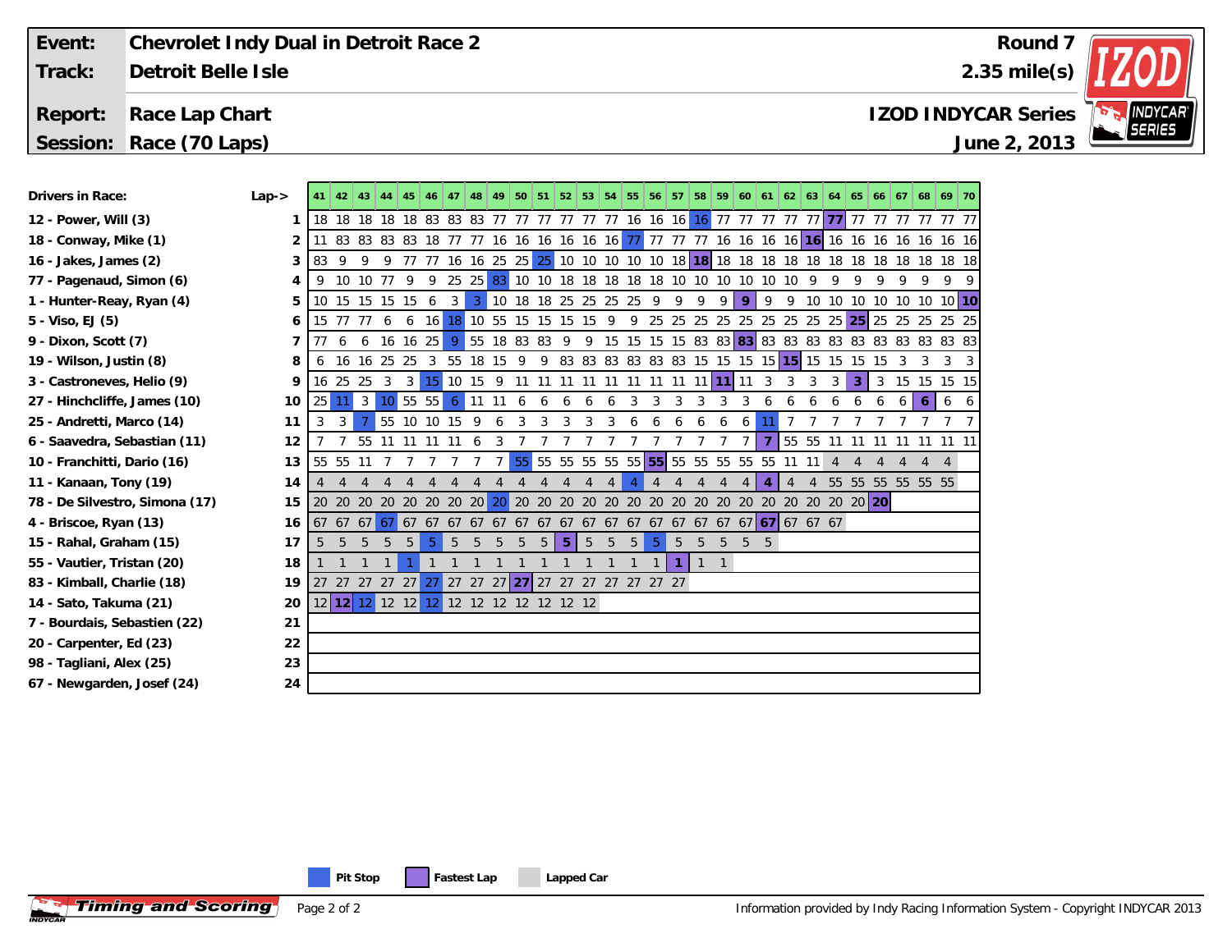| | |
|---|---|
| **Event:** | **Chevrolet Indy Dual in Detroit Race 2** |
| **Track:** | **Detroit Belle Isle** |
| **Report:** | **Race Lap Chart** |
| **Session:** | **Race (70 Laps)** |

**Round 7**
**2.35 mile(s)**
**IZOD INDYCAR Series**
**June 2, 2013**

| Drivers in Race: | Lap-> | 41 | 42 | 43 | 44 | 45 | 46 | 47 | 48 | 49 | 50 | 51 | 52 | 53 | 54 | 55 | 56 | 57 | 58 | 59 | 60 | 61 | 62 | 63 | 64 | 65 | 66 | 67 | 68 | 69 | 70 |
|---|---|---|---|---|---|---|---|---|---|---|---|---|---|---|---|---|---|---|---|---|---|---|---|---|---|---|---|---|---|---|---|
| 12 - Power, Will (3) | 1 | 18 | 18 | 18 | 18 | 18 | 83 | 83 | 83 | 77 | 77 | 77 | 77 | 77 | 77 | 16 | 16 | 16 | 16 | 77 | 77 | 77 | 77 | 77 | 77 | 77 | 77 | 77 | 77 | 77 | 77 |
| 18 - Conway, Mike (1) | 2 | 11 | 83 | 83 | 83 | 83 | 18 | 77 | 77 | 16 | 16 | 16 | 16 | 16 | 16 | 77 | 77 | 77 | 77 | 16 | 16 | 16 | 16 | 16 | 16 | 16 | 16 | 16 | 16 | 16 | 16 |
| 16 - Jakes, James (2) | 3 | 83 | 9 | 9 | 9 | 77 | 77 | 16 | 16 | 25 | 25 | 25 | 10 | 10 | 10 | 10 | 10 | 18 | 18 | 18 | 18 | 18 | 18 | 18 | 18 | 18 | 18 | 18 | 18 | 18 | 18 |
| 77 - Pagenaud, Simon (6) | 4 | 9 | 10 | 10 | 77 | 9 | 9 | 25 | 25 | 83 | 10 | 10 | 18 | 18 | 18 | 18 | 18 | 10 | 10 | 10 | 10 | 10 | 10 | 9 | 9 | 9 | 9 | 9 | 9 | 9 | 9 |
| 1 - Hunter-Reay, Ryan (4) | 5 | 10 | 15 | 15 | 15 | 15 | 6 | 3 | 3 | 10 | 18 | 18 | 25 | 25 | 25 | 25 | 9 | 9 | 9 | 9 | 9 | 9 | 9 | 10 | 10 | 10 | 10 | 10 | 10 | 10 | 10 |
| 5 - Viso, EJ (5) | 6 | 15 | 77 | 77 | 6 | 6 | 16 | 18 | 10 | 55 | 15 | 15 | 15 | 15 | 9 | 9 | 25 | 25 | 25 | 25 | 25 | 25 | 25 | 25 | 25 | 25 | 25 | 25 | 25 | 25 | 25 |
| 9 - Dixon, Scott (7) | 7 | 77 | 6 | 6 | 16 | 16 | 25 | 9 | 55 | 18 | 83 | 83 | 9 | 9 | 15 | 15 | 15 | 15 | 83 | 83 | 83 | 83 | 83 | 83 | 83 | 83 | 83 | 83 | 83 | 83 | 83 |
| 19 - Wilson, Justin (8) | 8 | 6 | 16 | 16 | 25 | 25 | 3 | 55 | 18 | 15 | 9 | 9 | 83 | 83 | 83 | 83 | 83 | 83 | 15 | 15 | 15 | 15 | 15 | 15 | 15 | 15 | 15 | 3 | 3 | 3 | 3 |
| 3 - Castroneves, Helio (9) | 9 | 16 | 25 | 25 | 3 | 3 | 15 | 10 | 15 | 9 | 11 | 11 | 11 | 11 | 11 | 11 | 11 | 11 | 11 | 11 | 11 | 3 | 3 | 3 | 3 | 3 | 3 | 15 | 15 | 15 | 15 |
| 27 - Hinchcliffe, James (10) | 10 | 25 | 11 | 3 | 10 | 55 | 55 | 6 | 11 | 11 | 6 | 6 | 6 | 6 | 6 | 3 | 3 | 3 | 3 | 3 | 3 | 6 | 6 | 6 | 6 | 6 | 6 | 6 | 6 | 6 | 6 |
| 25 - Andretti, Marco (14) | 11 | 3 | 3 | 7 | 55 | 10 | 10 | 15 | 9 | 6 | 3 | 3 | 3 | 3 | 3 | 6 | 6 | 6 | 6 | 6 | 6 | 11 | 7 | 7 | 7 | 7 | 7 | 7 | 7 | 7 | 7 |
| 6 - Saavedra, Sebastian (11) | 12 | 7 | 7 | 55 | 11 | 11 | 11 | 11 | 6 | 3 | 7 | 7 | 7 | 7 | 7 | 7 | 7 | 7 | 7 | 7 | 7 | 7 | 55 | 55 | 11 | 11 | 11 | 11 | 11 | 11 | 11 |
| 10 - Franchitti, Dario (16) | 13 | 55 | 55 | 11 | 7 | 7 | 7 | 7 | 7 | 7 | 55 | 55 | 55 | 55 | 55 | 55 | 55 | 55 | 55 | 55 | 55 | 55 | 11 | 11 | 4 | 4 | 4 | 4 | 4 | 4 | |
| 11 - Kanaan, Tony (19) | 14 | 4 | 4 | 4 | 4 | 4 | 4 | 4 | 4 | 4 | 4 | 4 | 4 | 4 | 4 | 4 | 4 | 4 | 4 | 4 | 4 | 4 | 4 | 4 | 55 | 55 | 55 | 55 | 55 | 55 | |
| 78 - De Silvestro, Simona (17) | 15 | 20 | 20 | 20 | 20 | 20 | 20 | 20 | 20 | 20 | 20 | 20 | 20 | 20 | 20 | 20 | 20 | 20 | 20 | 20 | 20 | 20 | 20 | 20 | 20 | 20 | 20 | | | | |
| 4 - Briscoe, Ryan (13) | 16 | 67 | 67 | 67 | 67 | 67 | 67 | 67 | 67 | 67 | 67 | 67 | 67 | 67 | 67 | 67 | 67 | 67 | 67 | 67 | 67 | 67 | 67 | 67 | 67 | | | | | | |
| 15 - Rahal, Graham (15) | 17 | 5 | 5 | 5 | 5 | 5 | 5 | 5 | 5 | 5 | 5 | 5 | 5 | 5 | 5 | 5 | 5 | 5 | 5 | 5 | 5 | 5 | | | | | | | | | |
| 55 - Vautier, Tristan (20) | 18 | 1 | 1 | 1 | 1 | 1 | 1 | 1 | 1 | 1 | 1 | 1 | 1 | 1 | 1 | 1 | 1 | 1 | 1 | 1 | | | | | | | | | | | |
| 83 - Kimball, Charlie (18) | 19 | 27 | 27 | 27 | 27 | 27 | 27 | 27 | 27 | 27 | 27 | 27 | 27 | 27 | 27 | 27 | 27 | 27 | | | | | | | | | | | | | |
| 14 - Sato, Takuma (21) | 20 | 12 | 12 | 12 | 12 | 12 | 12 | 12 | 12 | 12 | 12 | 12 | 12 | 12 | | | | | | | | | | | | | | | | | |
| 7 - Bourdais, Sebastien (22) | 21 | | | | | | | | | | | | | | | | | | | | | | | | | | | | | | |
| 20 - Carpenter, Ed (23) | 22 | | | | | | | | | | | | | | | | | | | | | | | | | | | | | | |
| 98 - Tagliani, Alex (25) | 23 | | | | | | | | | | | | | | | | | | | | | | | | | | | | | | |
| 67 - Newgarden, Josef (24) | 24 | | | | | | | | | | | | | | | | | | | | | | | | | | | | | | |

Pit Stop | Fastest Lap | Lapped Car

Timing and Scoring

Information provided by Indy Racing Information System - Copyright INDYCAR 2013